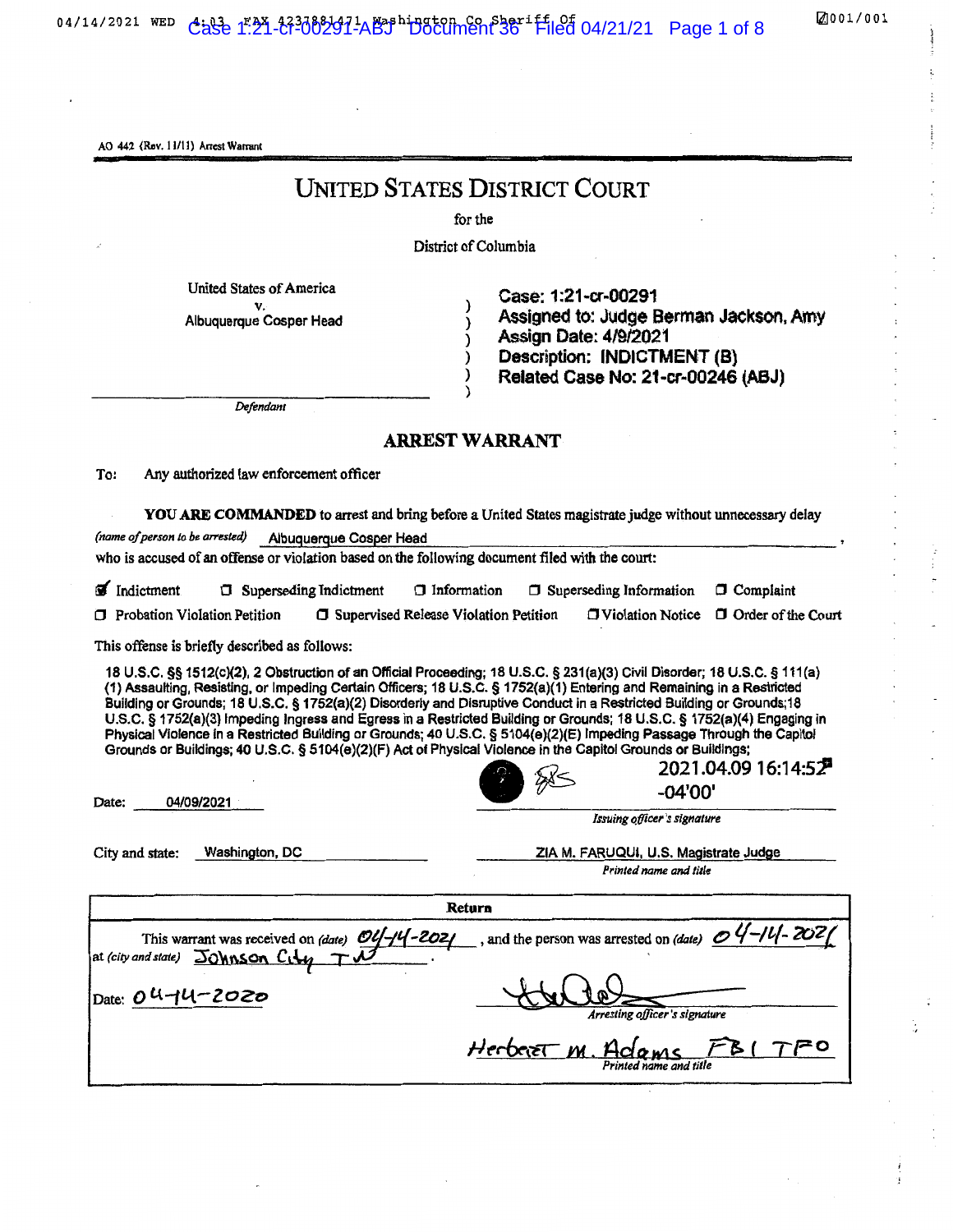AO 442 (Rev. 11/11) Arrest Warrant

# UNITED STATES DISTRICT COURT

for the

District of Columbia

United States of America
v.
Albuquerque Cosper Head

*Defendant*

Case: 1:21-cr-00291
Assigned to: Judge Berman Jackson, Amy
Assign Date: 4/9/2021
Description: INDICTMENT (B)
Related Case No: 21-cr-00246 (ABJ)

## ARREST WARRANT

To: Any authorized law enforcement officer

**YOU ARE COMMANDED** to arrest and bring before a United States magistrate judge without unnecessary delay

*(name of person to be arrested)* Albuquerque Cosper Head,

who is accused of an offense or violation based on the following document filed with the court:

☑ Indictment ☐ Superseding Indictment ☐ Information ☐ Superseding Information ☐ Complaint
☐ Probation Violation Petition ☐ Supervised Release Violation Petition ☐ Violation Notice ☐ Order of the Court

This offense is briefly described as follows:

18 U.S.C. §§ 1512(c)(2), 2 Obstruction of an Official Proceeding; 18 U.S.C. § 231(a)(3) Civil Disorder; 18 U.S.C. § 111(a)(1) Assaulting, Resisting, or Impeding Certain Officers; 18 U.S.C. § 1752(a)(1) Entering and Remaining in a Restricted Building or Grounds; 18 U.S.C. § 1752(a)(2) Disorderly and Disruptive Conduct in a Restricted Building or Grounds; 18 U.S.C. § 1752(a)(3) Impeding Ingress and Egress in a Restricted Building or Grounds; 18 U.S.C. § 1752(a)(4) Engaging in Physical Violence in a Restricted Building or Grounds; 40 U.S.C. § 5104(e)(2)(E) Impeding Passage Through the Capitol Grounds or Buildings; 40 U.S.C. § 5104(e)(2)(F) Act of Physical Violence in the Capitol Grounds or Buildings;

Date: 04/09/2021

2021.04.09 16:14:52 -04'00'
*Issuing officer's signature*

City and state: Washington, DC

ZIA M. FARUQUI, U.S. Magistrate Judge
*Printed name and title*

### Return

This warrant was received on *(date)* 04-14-2021, and the person was arrested on *(date)* 04-14-2021
at *(city and state)* Johnson City TN.

Date: 04-14-2020

*Arresting officer's signature*

Herbert M. Adams FBI TFO
*Printed name and title*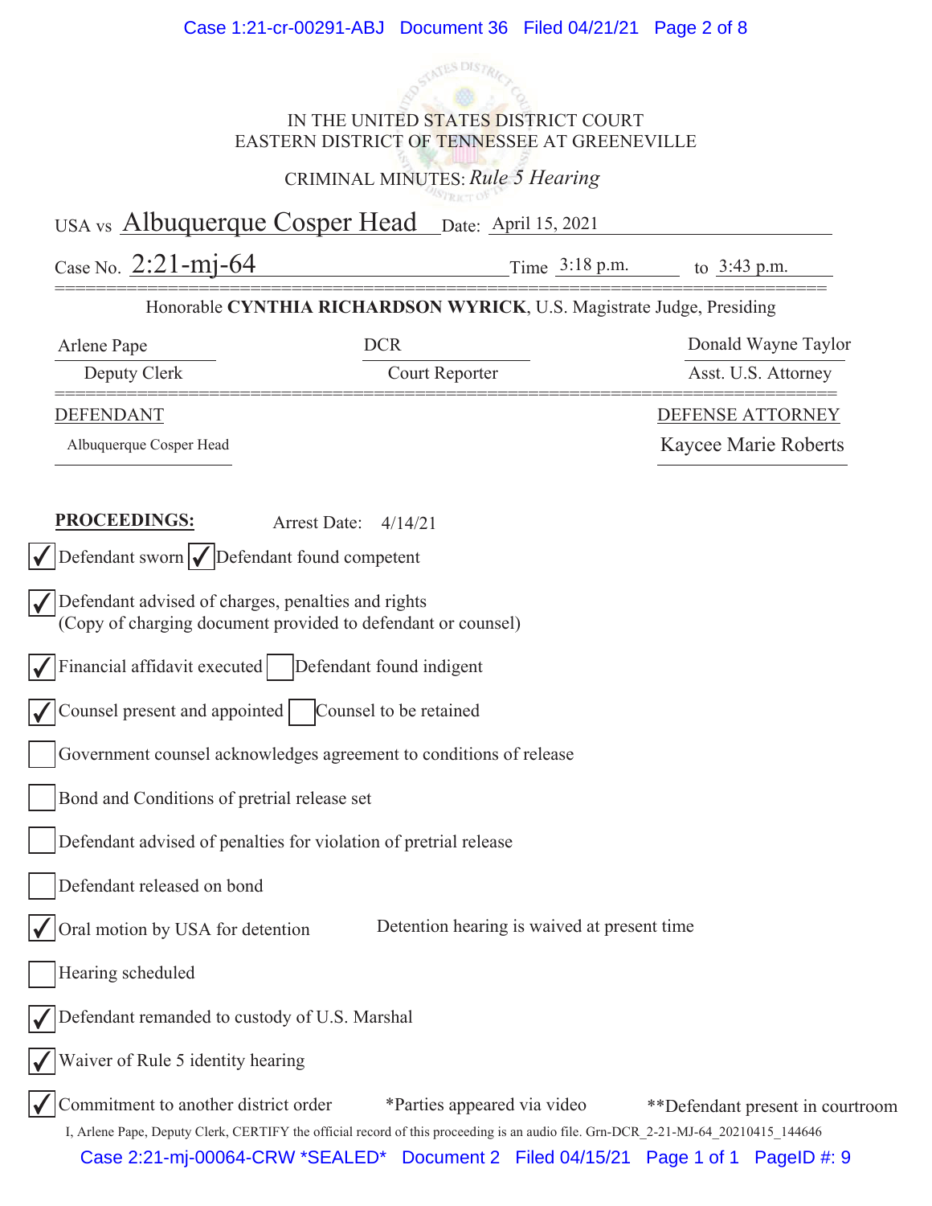IN THE UNITED STATES DISTRICT COURT
EASTERN DISTRICT OF TENNESSEE AT GREENEVILLE

CRIMINAL MINUTES: *Rule 5 Hearing*

USA vs Albuquerque Cosper Head Date: April 15, 2021

Case No. 2:21-mj-64 Time 3:18 p.m. to 3:43 p.m.

Honorable **CYNTHIA RICHARDSON WYRICK**, U.S. Magistrate Judge, Presiding

| Arlene Pape | DCR | Donald Wayne Taylor |
|---|---|---|
| Deputy Clerk | Court Reporter | Asst. U.S. Attorney |

| DEFENDANT | DEFENSE ATTORNEY |
|---|---|
| Albuquerque Cosper Head | Kaycee Marie Roberts |

**PROCEEDINGS:** Arrest Date: 4/14/21

- [x] Defendant sworn
- [x] Defendant found competent
- [x] Defendant advised of charges, penalties and rights (Copy of charging document provided to defendant or counsel)
- [x] Financial affidavit executed
- [ ] Defendant found indigent
- [x] Counsel present and appointed
- [ ] Counsel to be retained
- [ ] Government counsel acknowledges agreement to conditions of release
- [ ] Bond and Conditions of pretrial release set
- [ ] Defendant advised of penalties for violation of pretrial release
- [ ] Defendant released on bond
- [x] Oral motion by USA for detention — Detention hearing is waived at present time
- [ ] Hearing scheduled
- [x] Defendant remanded to custody of U.S. Marshal
- [x] Waiver of Rule 5 identity hearing
- [x] Commitment to another district order

*Parties appeared via video **Defendant present in courtroom

I, Arlene Pape, Deputy Clerk, CERTIFY the official record of this proceeding is an audio file. Grn-DCR_2-21-MJ-64_20210415_144646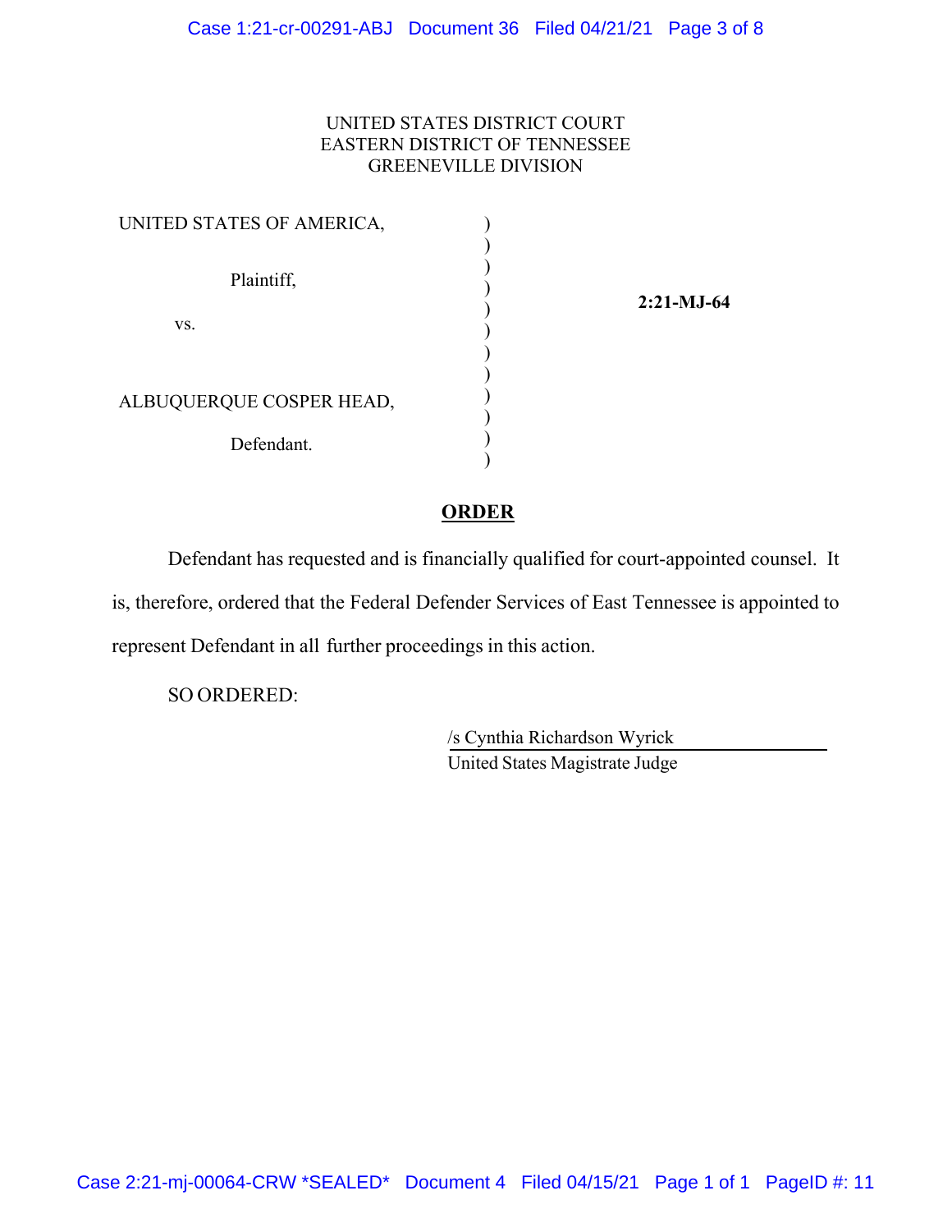UNITED STATES DISTRICT COURT
EASTERN DISTRICT OF TENNESSEE
GREENEVILLE DIVISION

| | | |
|---|---|---|
| UNITED STATES OF AMERICA,<br><br>Plaintiff,<br><br>vs.<br><br>ALBUQUERQUE COSPER HEAD,<br><br>Defendant. | ) | **2:21-MJ-64** |

## **ORDER**

Defendant has requested and is financially qualified for court-appointed counsel. It is, therefore, ordered that the Federal Defender Services of East Tennessee is appointed to represent Defendant in all further proceedings in this action.

SO ORDERED:

/s Cynthia Richardson Wyrick
United States Magistrate Judge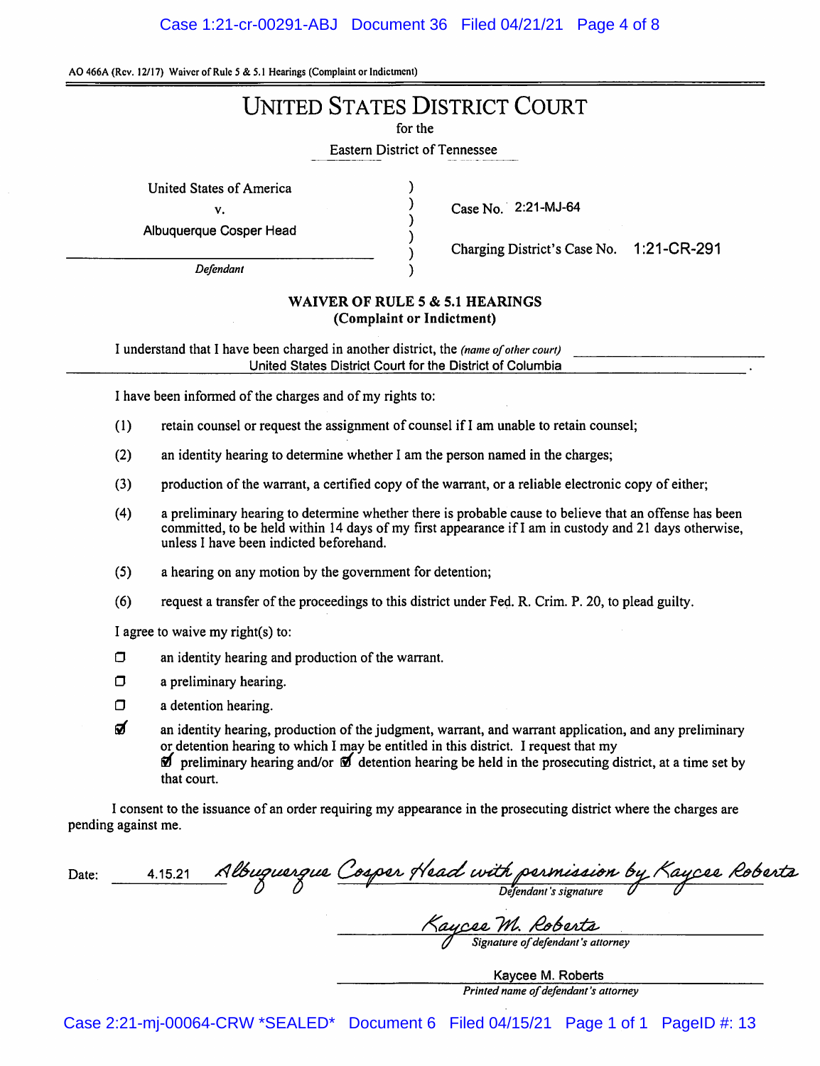AO 466A (Rev. 12/17) Waiver of Rule 5 & 5.1 Hearings (Complaint or Indictment)

# UNITED STATES DISTRICT COURT

for the

Eastern District of Tennessee

| | | |
|---|---|---|
| United States of America | ) | |
| v. | ) | Case No. 2:21-MJ-64 |
| Albuquerque Cosper Head | ) | |
| | ) | Charging District's Case No. 1:21-CR-291 |
| *Defendant* | ) | |

## WAIVER OF RULE 5 & 5.1 HEARINGS
**(Complaint or Indictment)**

I understand that I have been charged in another district, the *(name of other court)* United States District Court for the District of Columbia.

I have been informed of the charges and of my rights to:

(1) retain counsel or request the assignment of counsel if I am unable to retain counsel;

(2) an identity hearing to determine whether I am the person named in the charges;

(3) production of the warrant, a certified copy of the warrant, or a reliable electronic copy of either;

(4) a preliminary hearing to determine whether there is probable cause to believe that an offense has been committed, to be held within 14 days of my first appearance if I am in custody and 21 days otherwise, unless I have been indicted beforehand.

(5) a hearing on any motion by the government for detention;

(6) request a transfer of the proceedings to this district under Fed. R. Crim. P. 20, to plead guilty.

I agree to waive my right(s) to:

- ☐ an identity hearing and production of the warrant.
- ☐ a preliminary hearing.
- ☐ a detention hearing.
- ☑ an identity hearing, production of the judgment, warrant, and warrant application, and any preliminary or detention hearing to which I may be entitled in this district. I request that my ☑ preliminary hearing and/or ☑ detention hearing be held in the prosecuting district, at a time set by that court.

I consent to the issuance of an order requiring my appearance in the prosecuting district where the charges are pending against me.

Date: 4.15.21 *Albuquerque Cosper Head with permission by Kaycee Roberts*
*Defendant's signature*

*Kaycee M. Roberts*
*Signature of defendant's attorney*

Kaycee M. Roberts
*Printed name of defendant's attorney*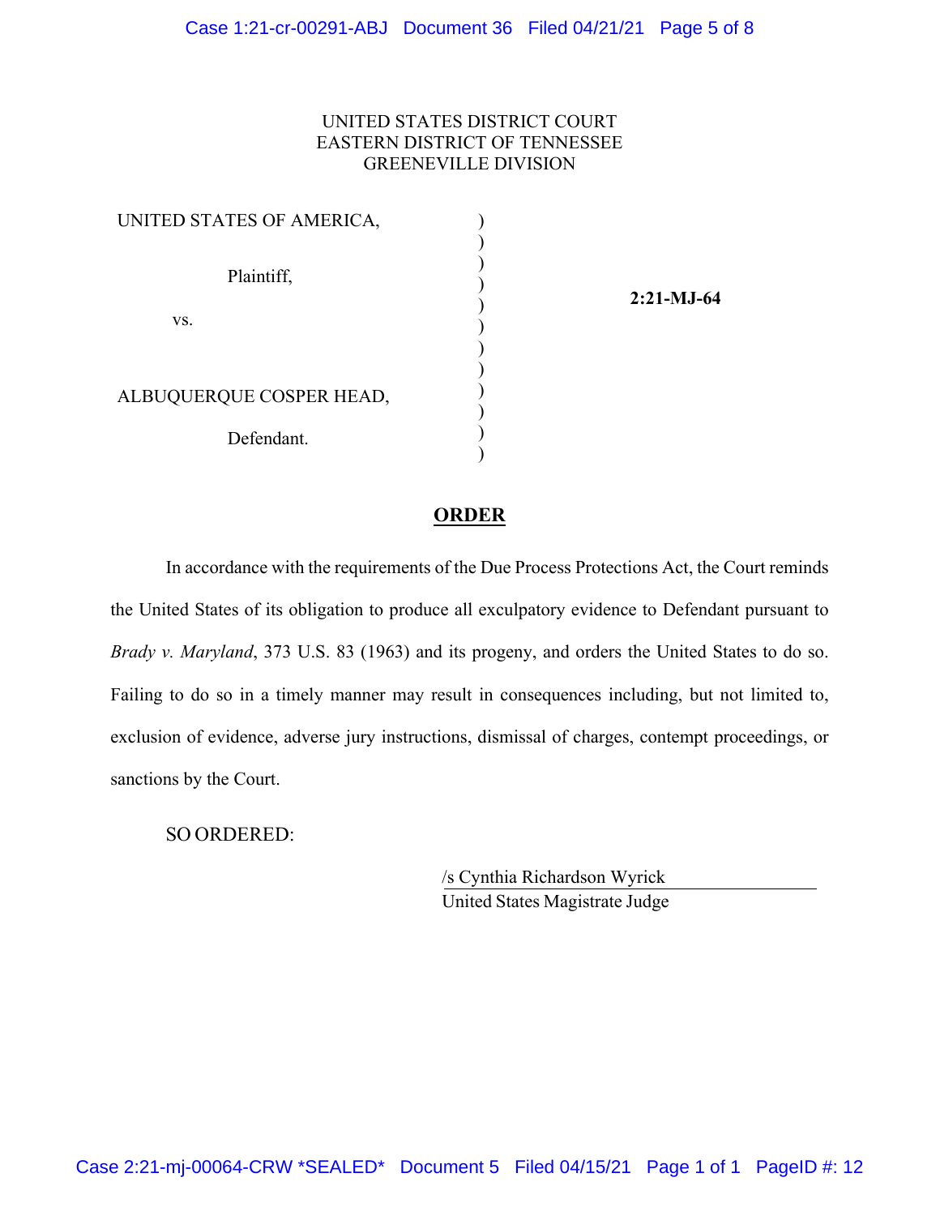UNITED STATES DISTRICT COURT
EASTERN DISTRICT OF TENNESSEE
GREENEVILLE DIVISION

| | | |
|---|---|---|
| UNITED STATES OF AMERICA, | ) | |
| Plaintiff, | ) | **2:21-MJ-64** |
| vs. | ) | |
| ALBUQUERQUE COSPER HEAD, | ) | |
| Defendant. | ) | |

## ORDER

In accordance with the requirements of the Due Process Protections Act, the Court reminds the United States of its obligation to produce all exculpatory evidence to Defendant pursuant to *Brady v. Maryland*, 373 U.S. 83 (1963) and its progeny, and orders the United States to do so. Failing to do so in a timely manner may result in consequences including, but not limited to, exclusion of evidence, adverse jury instructions, dismissal of charges, contempt proceedings, or sanctions by the Court.

SO ORDERED:

/s Cynthia Richardson Wyrick
United States Magistrate Judge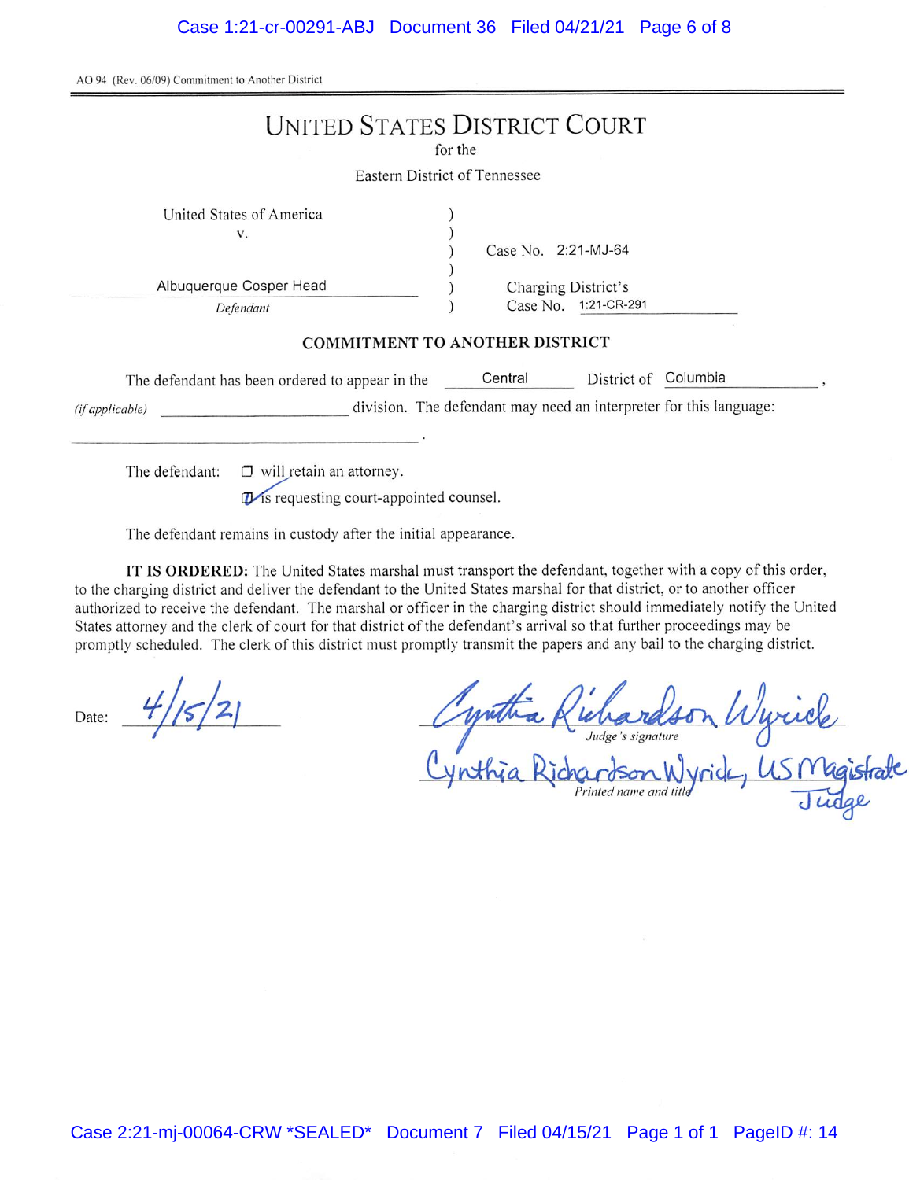AO 94 (Rev. 06/09) Commitment to Another District

# UNITED STATES DISTRICT COURT

for the

Eastern District of Tennessee

| | | |
|---|---|---|
| United States of America | ) | |
| v. | ) | Case No. 2:21-MJ-64 |
| Albuquerque Cosper Head | ) | Charging District's |
| *Defendant* | ) | Case No. 1:21-CR-291 |

## COMMITMENT TO ANOTHER DISTRICT

The defendant has been ordered to appear in the Central District of Columbia, *(if applicable)* ______________ division. The defendant may need an interpreter for this language: ______________.

The defendant: ☐ will retain an attorney.

☑ is requesting court-appointed counsel.

The defendant remains in custody after the initial appearance.

**IT IS ORDERED:** The United States marshal must transport the defendant, together with a copy of this order, to the charging district and deliver the defendant to the United States marshal for that district, or to another officer authorized to receive the defendant. The marshal or officer in the charging district should immediately notify the United States attorney and the clerk of court for that district of the defendant's arrival so that further proceedings may be promptly scheduled. The clerk of this district must promptly transmit the papers and any bail to the charging district.

Date: 4/15/21

Cynthia Richardson Wyrick
*Judge's signature*

Cynthia Richardson Wyrick, US Magistrate Judge
*Printed name and title*

Case 2:21-mj-00064-CRW *SEALED* Document 7 Filed 04/15/21 Page 1 of 1 PageID #: 14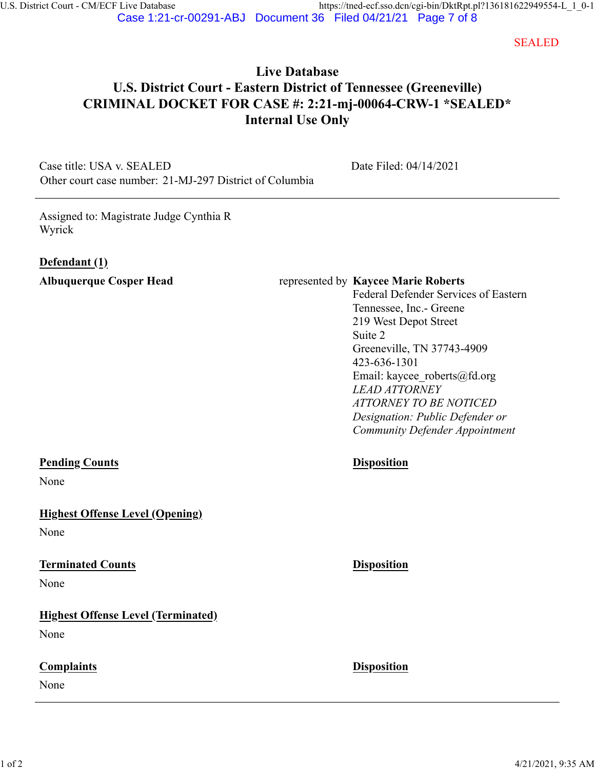SEALED

# Live Database
# U.S. District Court - Eastern District of Tennessee (Greeneville)
# CRIMINAL DOCKET FOR CASE #: 2:21-mj-00064-CRW-1 *SEALED*
# Internal Use Only

Case title: USA v. SEALED

Other court case number: 21-MJ-297 District of Columbia

Date Filed: 04/14/2021

---

Assigned to: Magistrate Judge Cynthia R Wyrick

**Defendant (1)**

**Albuquerque Cosper Head** represented by **Kaycee Marie Roberts**
Federal Defender Services of Eastern Tennessee, Inc.- Greene
219 West Depot Street
Suite 2
Greeneville, TN 37743-4909
423-636-1301
Email: kaycee_roberts@fd.org
*LEAD ATTORNEY*
*ATTORNEY TO BE NOTICED*
*Designation: Public Defender or Community Defender Appointment*

| **Pending Counts** | **Disposition** |
|---|---|
| None | |

**Highest Offense Level (Opening)**

None

| **Terminated Counts** | **Disposition** |
|---|---|
| None | |

**Highest Offense Level (Terminated)**

None

| **Complaints** | **Disposition** |
|---|---|
| None | |

---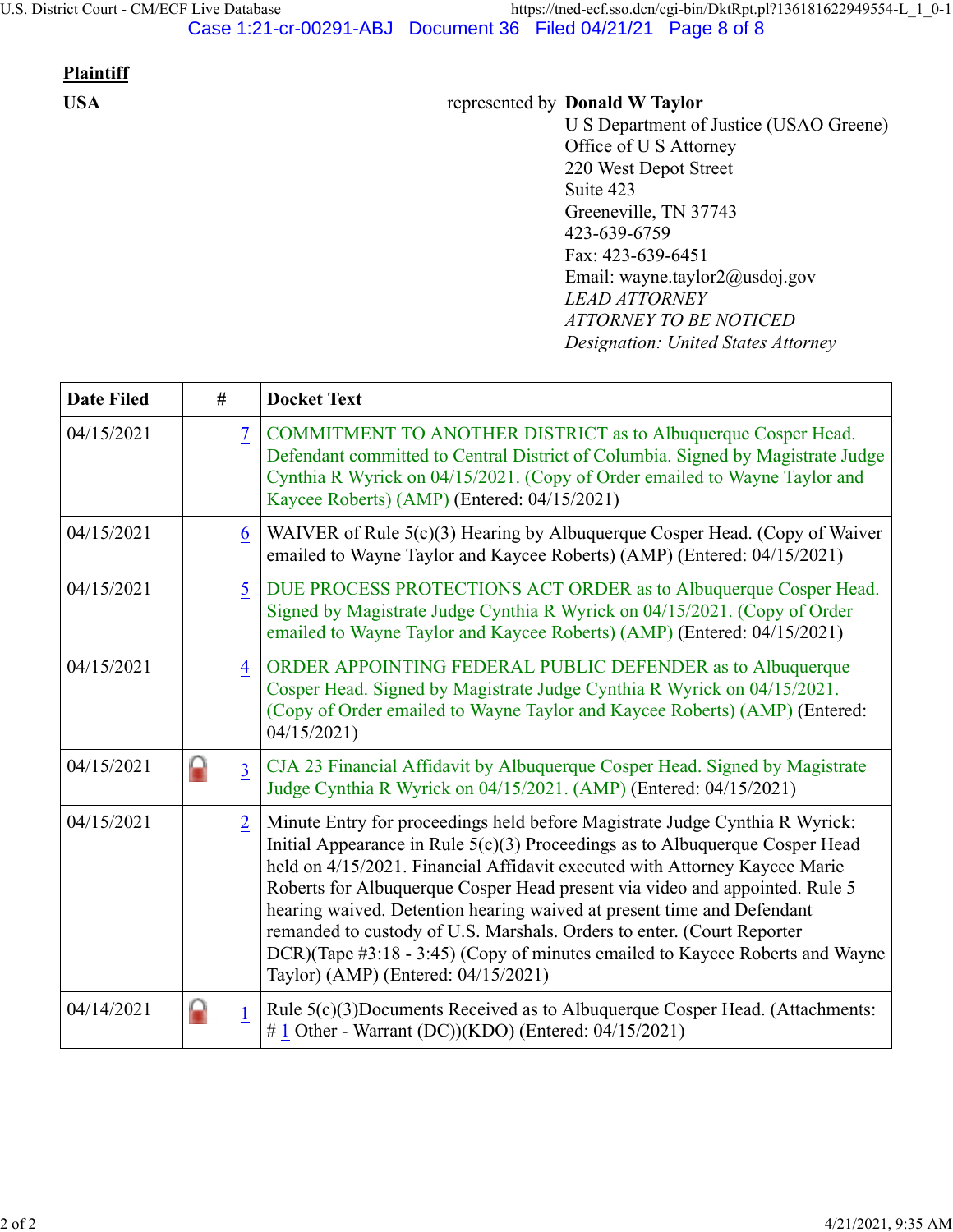**Plaintiff**

**USA** represented by **Donald W Taylor**
U S Department of Justice (USAO Greene)
Office of U S Attorney
220 West Depot Street
Suite 423
Greeneville, TN 37743
423-639-6759
Fax: 423-639-6451
Email: wayne.taylor2@usdoj.gov
*LEAD ATTORNEY*
*ATTORNEY TO BE NOTICED*
*Designation: United States Attorney*

| Date Filed | # | Docket Text |
|---|---|---|
| 04/15/2021 | 7 | COMMITMENT TO ANOTHER DISTRICT as to Albuquerque Cosper Head. Defendant committed to Central District of Columbia. Signed by Magistrate Judge Cynthia R Wyrick on 04/15/2021. (Copy of Order emailed to Wayne Taylor and Kaycee Roberts) (AMP) (Entered: 04/15/2021) |
| 04/15/2021 | 6 | WAIVER of Rule 5(c)(3) Hearing by Albuquerque Cosper Head. (Copy of Waiver emailed to Wayne Taylor and Kaycee Roberts) (AMP) (Entered: 04/15/2021) |
| 04/15/2021 | 5 | DUE PROCESS PROTECTIONS ACT ORDER as to Albuquerque Cosper Head. Signed by Magistrate Judge Cynthia R Wyrick on 04/15/2021. (Copy of Order emailed to Wayne Taylor and Kaycee Roberts) (AMP) (Entered: 04/15/2021) |
| 04/15/2021 | 4 | ORDER APPOINTING FEDERAL PUBLIC DEFENDER as to Albuquerque Cosper Head. Signed by Magistrate Judge Cynthia R Wyrick on 04/15/2021. (Copy of Order emailed to Wayne Taylor and Kaycee Roberts) (AMP) (Entered: 04/15/2021) |
| 04/15/2021 | 3 | CJA 23 Financial Affidavit by Albuquerque Cosper Head. Signed by Magistrate Judge Cynthia R Wyrick on 04/15/2021. (AMP) (Entered: 04/15/2021) |
| 04/15/2021 | 2 | Minute Entry for proceedings held before Magistrate Judge Cynthia R Wyrick: Initial Appearance in Rule 5(c)(3) Proceedings as to Albuquerque Cosper Head held on 4/15/2021. Financial Affidavit executed with Attorney Kaycee Marie Roberts for Albuquerque Cosper Head present via video and appointed. Rule 5 hearing waived. Detention hearing waived at present time and Defendant remanded to custody of U.S. Marshals. Orders to enter. (Court Reporter DCR)(Tape #3:18 - 3:45) (Copy of minutes emailed to Kaycee Roberts and Wayne Taylor) (AMP) (Entered: 04/15/2021) |
| 04/14/2021 | 1 | Rule 5(c)(3)Documents Received as to Albuquerque Cosper Head. (Attachments: # 1 Other - Warrant (DC))(KDO) (Entered: 04/15/2021) |